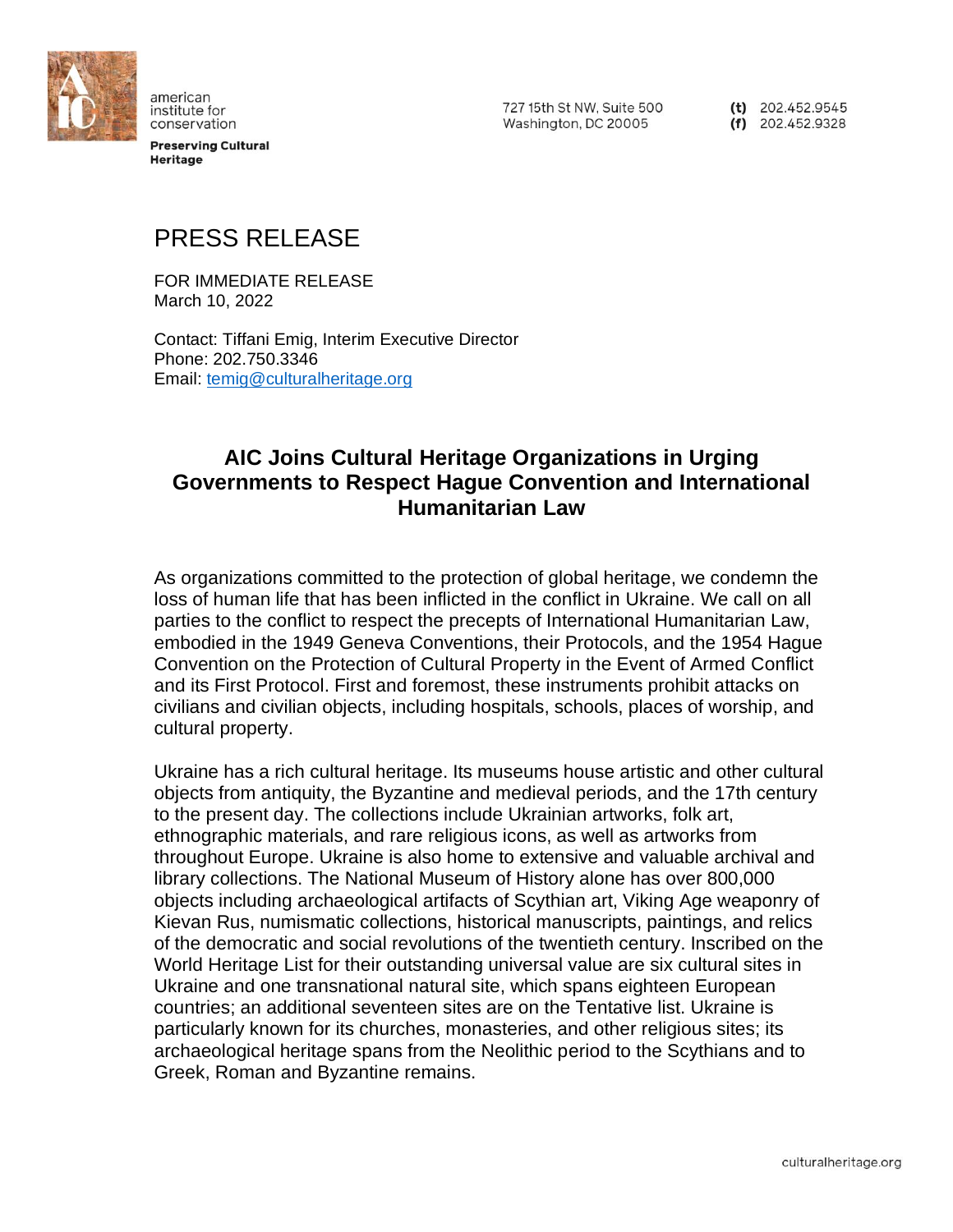american institute for conservation

**Preserving Cultural Heritage**

727 15th St NW, Suite 500
Washington, DC 20005

**(t)** 202.452.9545
**(f)** 202.452.9328

# PRESS RELEASE

FOR IMMEDIATE RELEASE
March 10, 2022

Contact: Tiffani Emig, Interim Executive Director
Phone: 202.750.3346
Email: temig@culturalheritage.org

## AIC Joins Cultural Heritage Organizations in Urging Governments to Respect Hague Convention and International Humanitarian Law

As organizations committed to the protection of global heritage, we condemn the loss of human life that has been inflicted in the conflict in Ukraine. We call on all parties to the conflict to respect the precepts of International Humanitarian Law, embodied in the 1949 Geneva Conventions, their Protocols, and the 1954 Hague Convention on the Protection of Cultural Property in the Event of Armed Conflict and its First Protocol. First and foremost, these instruments prohibit attacks on civilians and civilian objects, including hospitals, schools, places of worship, and cultural property.

Ukraine has a rich cultural heritage. Its museums house artistic and other cultural objects from antiquity, the Byzantine and medieval periods, and the 17th century to the present day. The collections include Ukrainian artworks, folk art, ethnographic materials, and rare religious icons, as well as artworks from throughout Europe. Ukraine is also home to extensive and valuable archival and library collections. The National Museum of History alone has over 800,000 objects including archaeological artifacts of Scythian art, Viking Age weaponry of Kievan Rus, numismatic collections, historical manuscripts, paintings, and relics of the democratic and social revolutions of the twentieth century. Inscribed on the World Heritage List for their outstanding universal value are six cultural sites in Ukraine and one transnational natural site, which spans eighteen European countries; an additional seventeen sites are on the Tentative list. Ukraine is particularly known for its churches, monasteries, and other religious sites; its archaeological heritage spans from the Neolithic period to the Scythians and to Greek, Roman and Byzantine remains.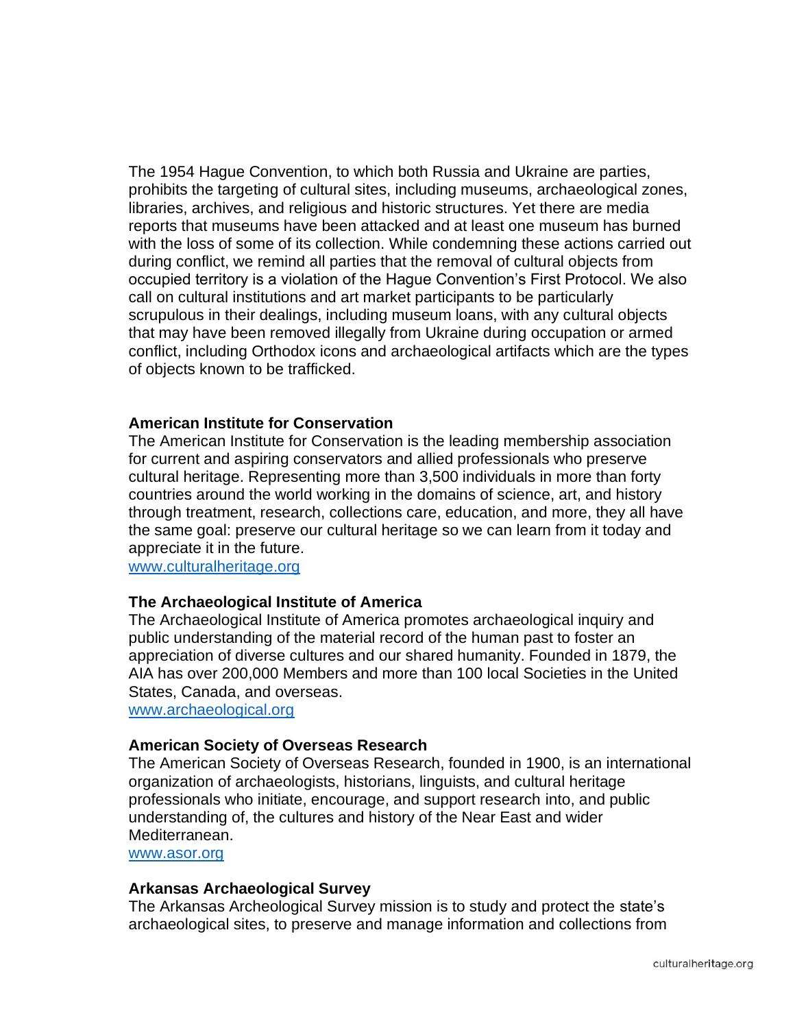The 1954 Hague Convention, to which both Russia and Ukraine are parties, prohibits the targeting of cultural sites, including museums, archaeological zones, libraries, archives, and religious and historic structures. Yet there are media reports that museums have been attacked and at least one museum has burned with the loss of some of its collection. While condemning these actions carried out during conflict, we remind all parties that the removal of cultural objects from occupied territory is a violation of the Hague Convention's First Protocol. We also call on cultural institutions and art market participants to be particularly scrupulous in their dealings, including museum loans, with any cultural objects that may have been removed illegally from Ukraine during occupation or armed conflict, including Orthodox icons and archaeological artifacts which are the types of objects known to be trafficked.

**American Institute for Conservation**
The American Institute for Conservation is the leading membership association for current and aspiring conservators and allied professionals who preserve cultural heritage. Representing more than 3,500 individuals in more than forty countries around the world working in the domains of science, art, and history through treatment, research, collections care, education, and more, they all have the same goal: preserve our cultural heritage so we can learn from it today and appreciate it in the future.
[www.culturalheritage.org](http://www.culturalheritage.org)

**The Archaeological Institute of America**
The Archaeological Institute of America promotes archaeological inquiry and public understanding of the material record of the human past to foster an appreciation of diverse cultures and our shared humanity. Founded in 1879, the AIA has over 200,000 Members and more than 100 local Societies in the United States, Canada, and overseas.
[www.archaeological.org](http://www.archaeological.org)

**American Society of Overseas Research**
The American Society of Overseas Research, founded in 1900, is an international organization of archaeologists, historians, linguists, and cultural heritage professionals who initiate, encourage, and support research into, and public understanding of, the cultures and history of the Near East and wider Mediterranean.
[www.asor.org](http://www.asor.org)

**Arkansas Archaeological Survey**
The Arkansas Archeological Survey mission is to study and protect the state's archaeological sites, to preserve and manage information and collections from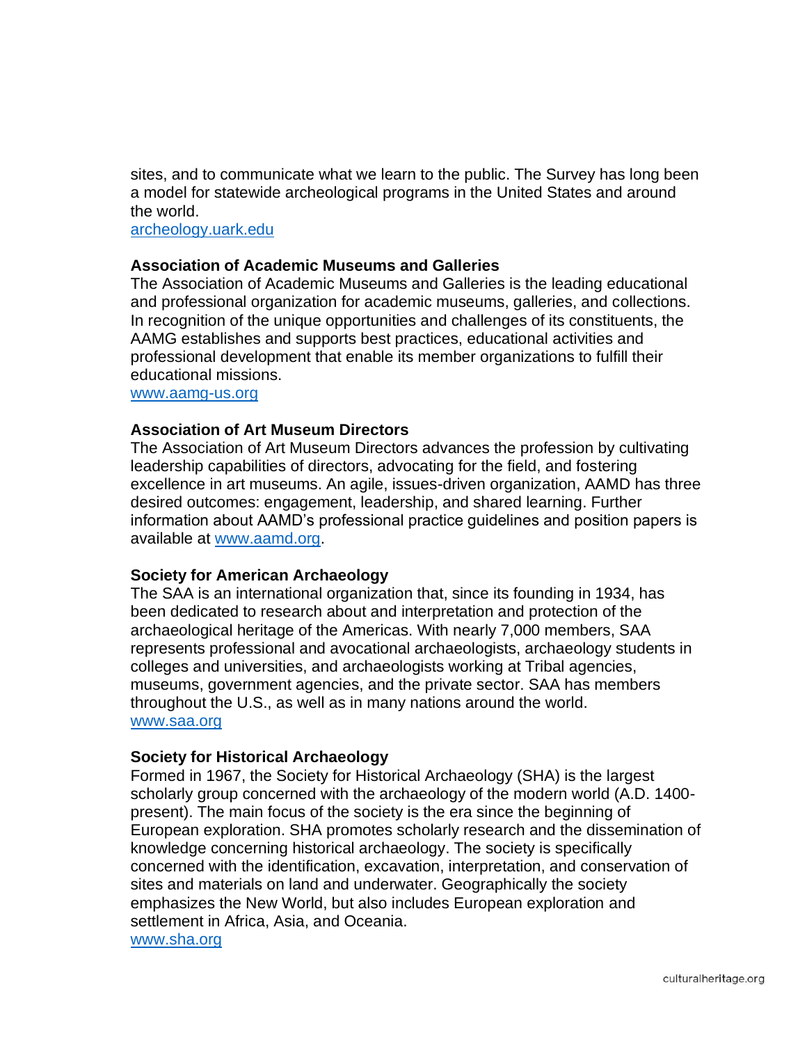sites, and to communicate what we learn to the public. The Survey has long been a model for statewide archeological programs in the United States and around the world.
[archeology.uark.edu](archeology.uark.edu)

**Association of Academic Museums and Galleries**
The Association of Academic Museums and Galleries is the leading educational and professional organization for academic museums, galleries, and collections. In recognition of the unique opportunities and challenges of its constituents, the AAMG establishes and supports best practices, educational activities and professional development that enable its member organizations to fulfill their educational missions.
[www.aamg-us.org](www.aamg-us.org)

**Association of Art Museum Directors**
The Association of Art Museum Directors advances the profession by cultivating leadership capabilities of directors, advocating for the field, and fostering excellence in art museums. An agile, issues-driven organization, AAMD has three desired outcomes: engagement, leadership, and shared learning. Further information about AAMD's professional practice guidelines and position papers is available at [www.aamd.org](www.aamd.org).

**Society for American Archaeology**
The SAA is an international organization that, since its founding in 1934, has been dedicated to research about and interpretation and protection of the archaeological heritage of the Americas. With nearly 7,000 members, SAA represents professional and avocational archaeologists, archaeology students in colleges and universities, and archaeologists working at Tribal agencies, museums, government agencies, and the private sector. SAA has members throughout the U.S., as well as in many nations around the world.
[www.saa.org](www.saa.org)

**Society for Historical Archaeology**
Formed in 1967, the Society for Historical Archaeology (SHA) is the largest scholarly group concerned with the archaeology of the modern world (A.D. 1400-present). The main focus of the society is the era since the beginning of European exploration. SHA promotes scholarly research and the dissemination of knowledge concerning historical archaeology. The society is specifically concerned with the identification, excavation, interpretation, and conservation of sites and materials on land and underwater. Geographically the society emphasizes the New World, but also includes European exploration and settlement in Africa, Asia, and Oceania.
[www.sha.org](www.sha.org)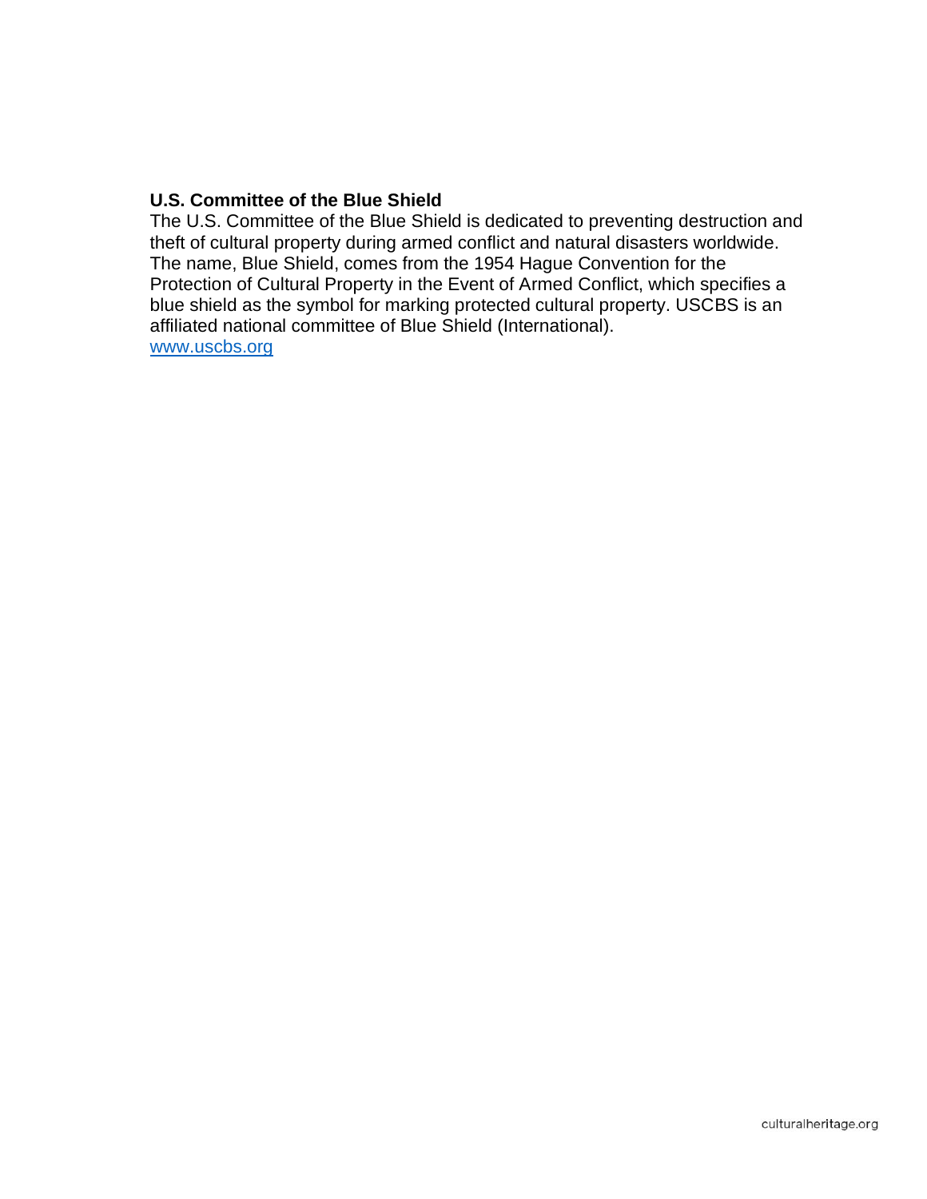**U.S. Committee of the Blue Shield**

The U.S. Committee of the Blue Shield is dedicated to preventing destruction and theft of cultural property during armed conflict and natural disasters worldwide. The name, Blue Shield, comes from the 1954 Hague Convention for the Protection of Cultural Property in the Event of Armed Conflict, which specifies a blue shield as the symbol for marking protected cultural property. USCBS is an affiliated national committee of Blue Shield (International).

[www.uscbs.org](http://www.uscbs.org)